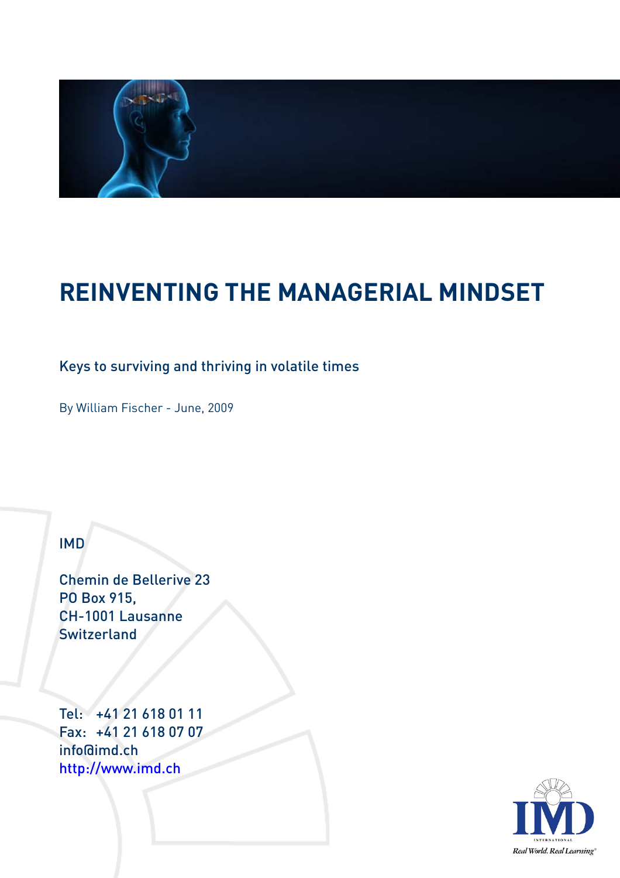# REINVENTING THE MANAGERIAL MINDSET

Keys to surviving and thriving in volatile times

By William Fischer - June, 2009

IMD

Chemin de Bellerive 23
PO Box 915,
CH-1001 Lausanne
Switzerland

Tel: +41 21 618 01 11
Fax: +41 21 618 07 07
info@imd.ch
http://www.imd.ch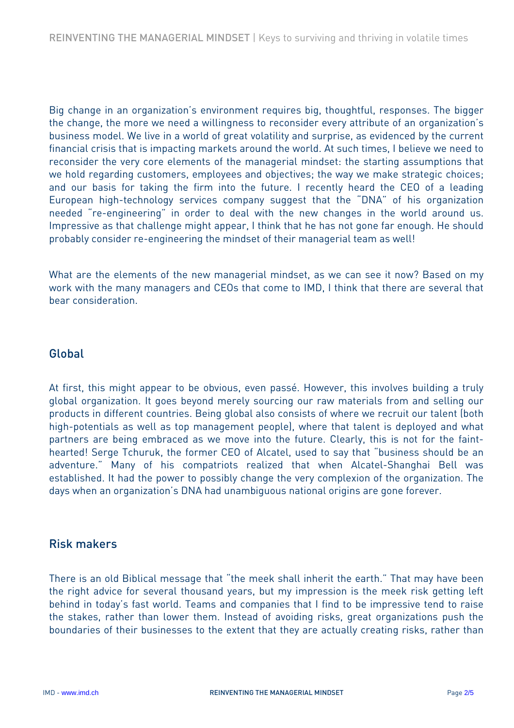Big change in an organization's environment requires big, thoughtful, responses. The bigger the change, the more we need a willingness to reconsider every attribute of an organization's business model. We live in a world of great volatility and surprise, as evidenced by the current financial crisis that is impacting markets around the world. At such times, I believe we need to reconsider the very core elements of the managerial mindset: the starting assumptions that we hold regarding customers, employees and objectives; the way we make strategic choices; and our basis for taking the firm into the future. I recently heard the CEO of a leading European high-technology services company suggest that the "DNA" of his organization needed "re-engineering" in order to deal with the new changes in the world around us. Impressive as that challenge might appear, I think that he has not gone far enough. He should probably consider re-engineering the mindset of their managerial team as well!

What are the elements of the new managerial mindset, as we can see it now? Based on my work with the many managers and CEOs that come to IMD, I think that there are several that bear consideration.

## Global

At first, this might appear to be obvious, even passé. However, this involves building a truly global organization. It goes beyond merely sourcing our raw materials from and selling our products in different countries. Being global also consists of where we recruit our talent (both high-potentials as well as top management people), where that talent is deployed and what partners are being embraced as we move into the future. Clearly, this is not for the faint-hearted! Serge Tchuruk, the former CEO of Alcatel, used to say that "business should be an adventure." Many of his compatriots realized that when Alcatel-Shanghai Bell was established. It had the power to possibly change the very complexion of the organization. The days when an organization's DNA had unambiguous national origins are gone forever.

## Risk makers

There is an old Biblical message that "the meek shall inherit the earth." That may have been the right advice for several thousand years, but my impression is the meek risk getting left behind in today's fast world. Teams and companies that I find to be impressive tend to raise the stakes, rather than lower them. Instead of avoiding risks, great organizations push the boundaries of their businesses to the extent that they are actually creating risks, rather than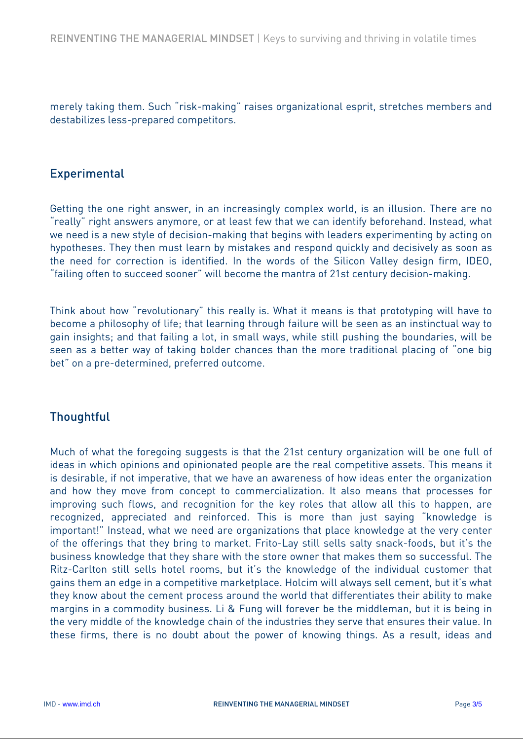merely taking them. Such "risk-making" raises organizational esprit, stretches members and destabilizes less-prepared competitors.

## Experimental

Getting the one right answer, in an increasingly complex world, is an illusion. There are no "really" right answers anymore, or at least few that we can identify beforehand. Instead, what we need is a new style of decision-making that begins with leaders experimenting by acting on hypotheses. They then must learn by mistakes and respond quickly and decisively as soon as the need for correction is identified. In the words of the Silicon Valley design firm, IDEO, "failing often to succeed sooner" will become the mantra of 21st century decision-making.

Think about how "revolutionary" this really is. What it means is that prototyping will have to become a philosophy of life; that learning through failure will be seen as an instinctual way to gain insights; and that failing a lot, in small ways, while still pushing the boundaries, will be seen as a better way of taking bolder chances than the more traditional placing of "one big bet" on a pre-determined, preferred outcome.

## Thoughtful

Much of what the foregoing suggests is that the 21st century organization will be one full of ideas in which opinions and opinionated people are the real competitive assets. This means it is desirable, if not imperative, that we have an awareness of how ideas enter the organization and how they move from concept to commercialization. It also means that processes for improving such flows, and recognition for the key roles that allow all this to happen, are recognized, appreciated and reinforced. This is more than just saying "knowledge is important!" Instead, what we need are organizations that place knowledge at the very center of the offerings that they bring to market. Frito-Lay still sells salty snack-foods, but it's the business knowledge that they share with the store owner that makes them so successful. The Ritz-Carlton still sells hotel rooms, but it's the knowledge of the individual customer that gains them an edge in a competitive marketplace. Holcim will always sell cement, but it's what they know about the cement process around the world that differentiates their ability to make margins in a commodity business. Li & Fung will forever be the middleman, but it is being in the very middle of the knowledge chain of the industries they serve that ensures their value. In these firms, there is no doubt about the power of knowing things. As a result, ideas and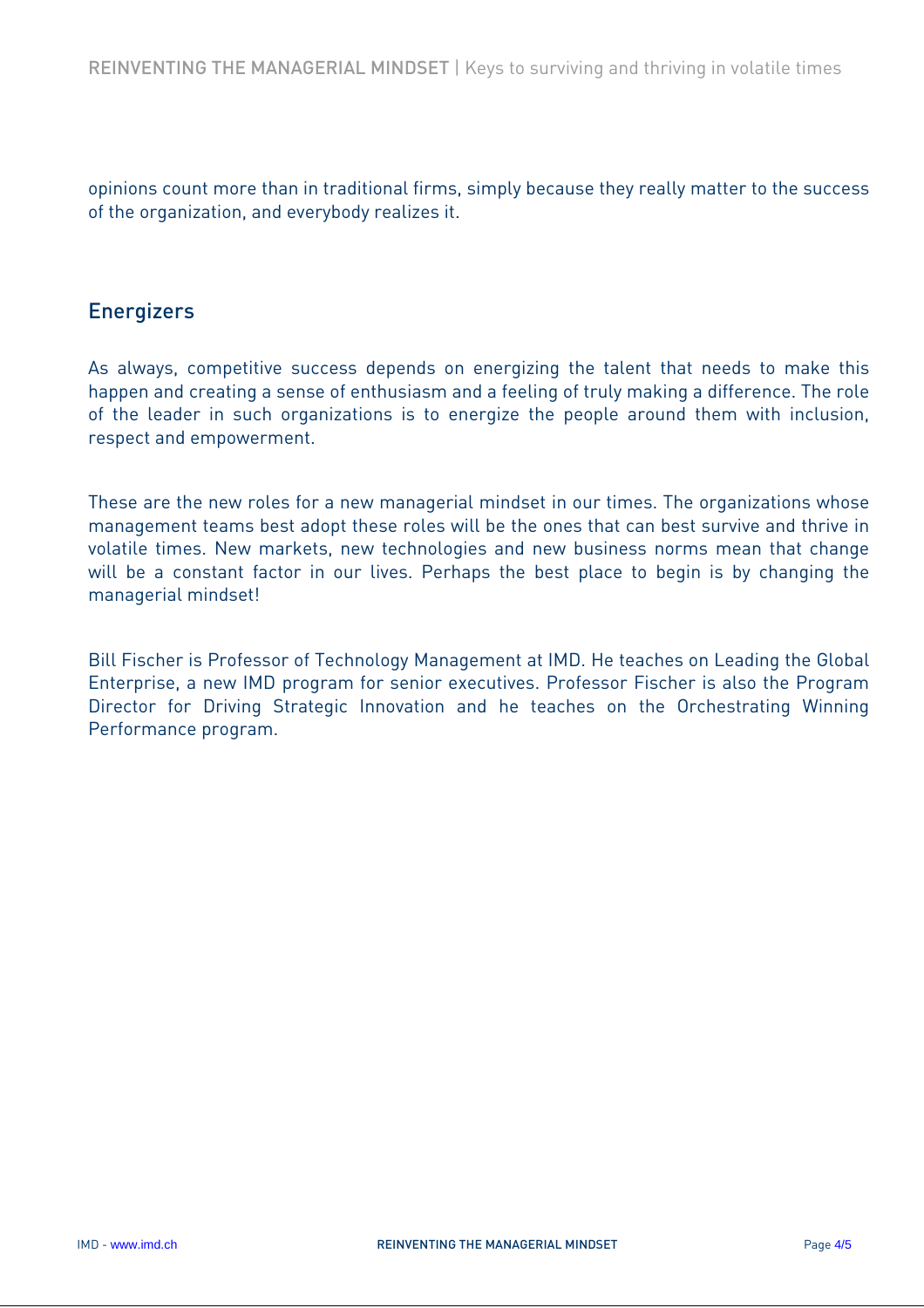opinions count more than in traditional firms, simply because they really matter to the success of the organization, and everybody realizes it.

## Energizers

As always, competitive success depends on energizing the talent that needs to make this happen and creating a sense of enthusiasm and a feeling of truly making a difference. The role of the leader in such organizations is to energize the people around them with inclusion, respect and empowerment.

These are the new roles for a new managerial mindset in our times. The organizations whose management teams best adopt these roles will be the ones that can best survive and thrive in volatile times. New markets, new technologies and new business norms mean that change will be a constant factor in our lives. Perhaps the best place to begin is by changing the managerial mindset!

Bill Fischer is Professor of Technology Management at IMD. He teaches on Leading the Global Enterprise, a new IMD program for senior executives. Professor Fischer is also the Program Director for Driving Strategic Innovation and he teaches on the Orchestrating Winning Performance program.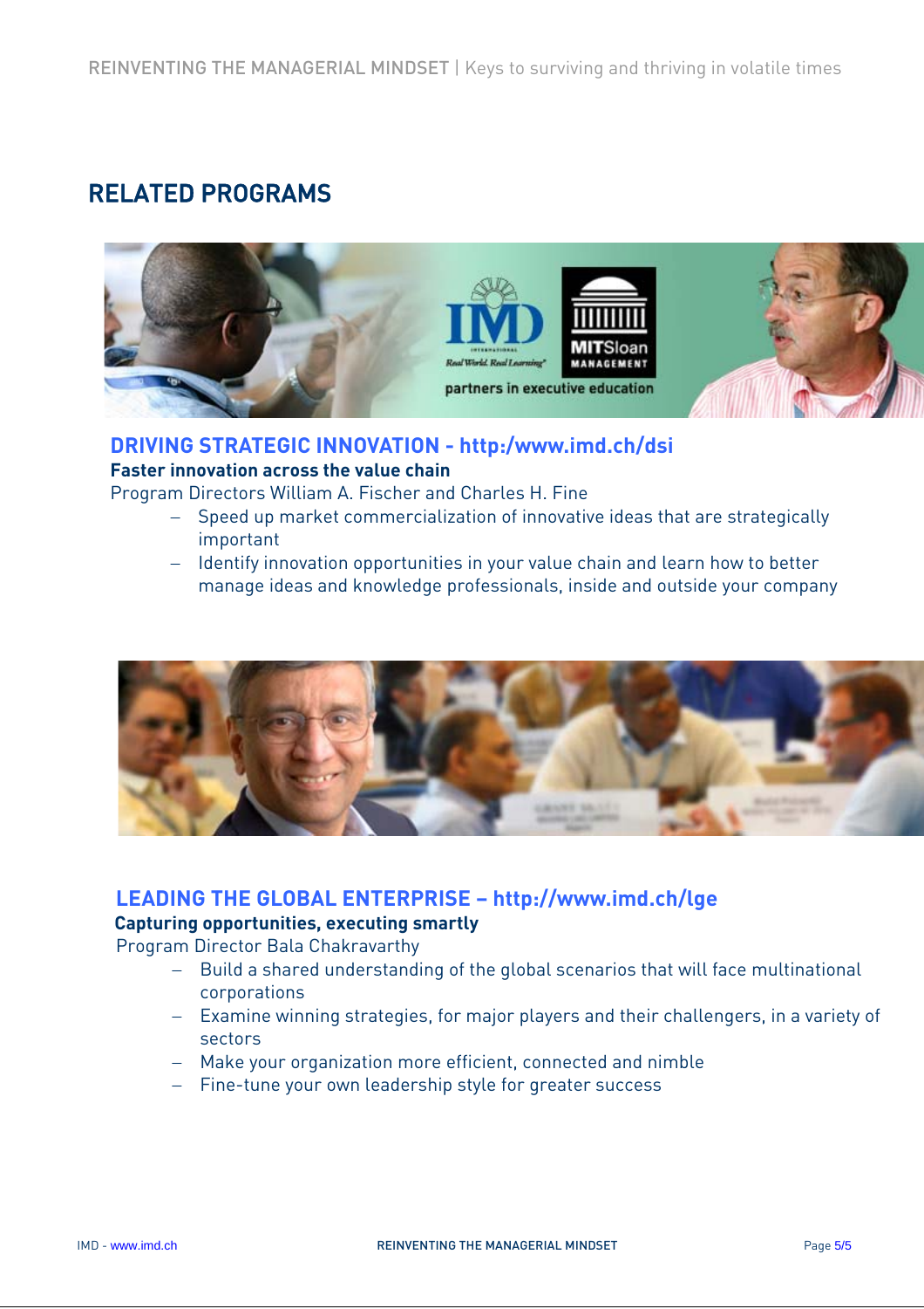## RELATED PROGRAMS

### DRIVING STRATEGIC INNOVATION - http:/www.imd.ch/dsi

**Faster innovation across the value chain**

Program Directors William A. Fischer and Charles H. Fine

- Speed up market commercialization of innovative ideas that are strategically important
- Identify innovation opportunities in your value chain and learn how to better manage ideas and knowledge professionals, inside and outside your company

### LEADING THE GLOBAL ENTERPRISE – http://www.imd.ch/lge

**Capturing opportunities, executing smartly**

Program Director Bala Chakravarthy

- Build a shared understanding of the global scenarios that will face multinational corporations
- Examine winning strategies, for major players and their challengers, in a variety of sectors
- Make your organization more efficient, connected and nimble
- Fine-tune your own leadership style for greater success